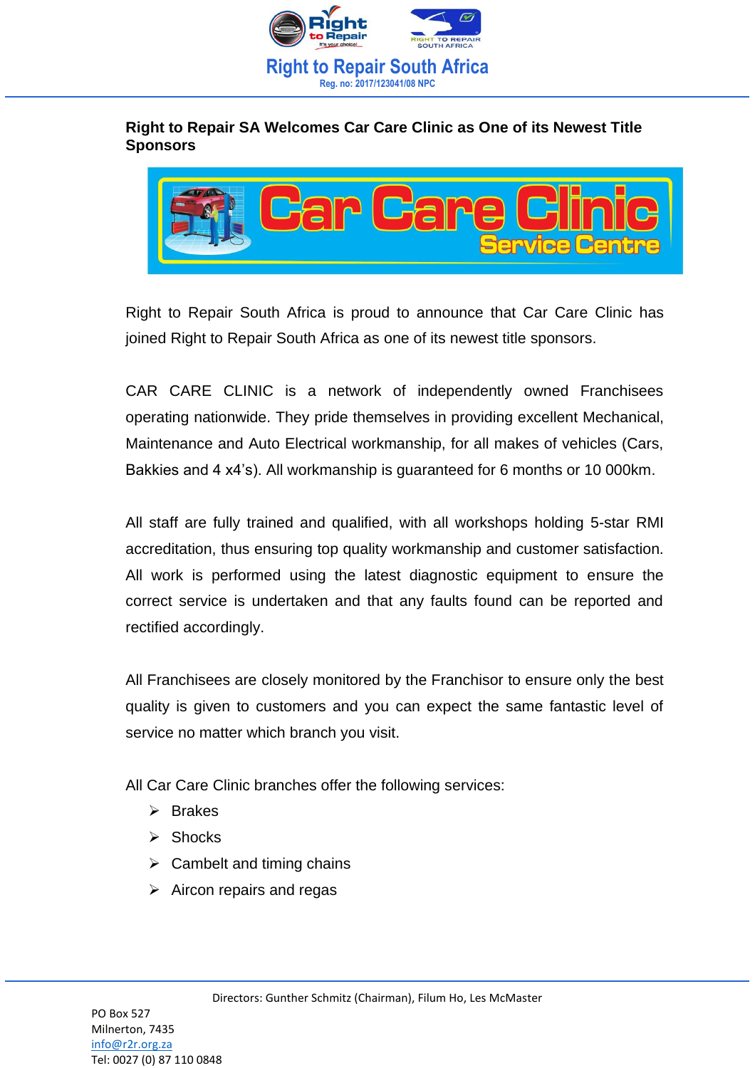# Right to Repair South Africa

Reg. no: 2017/123041/08 NPC

## Right to Repair SA Welcomes Car Care Clinic as One of its Newest Title Sponsors

Right to Repair South Africa is proud to announce that Car Care Clinic has joined Right to Repair South Africa as one of its newest title sponsors.

CAR CARE CLINIC is a network of independently owned Franchisees operating nationwide. They pride themselves in providing excellent Mechanical, Maintenance and Auto Electrical workmanship, for all makes of vehicles (Cars, Bakkies and 4 x4's). All workmanship is guaranteed for 6 months or 10 000km.

All staff are fully trained and qualified, with all workshops holding 5-star RMI accreditation, thus ensuring top quality workmanship and customer satisfaction. All work is performed using the latest diagnostic equipment to ensure the correct service is undertaken and that any faults found can be reported and rectified accordingly.

All Franchisees are closely monitored by the Franchisor to ensure only the best quality is given to customers and you can expect the same fantastic level of service no matter which branch you visit.

All Car Care Clinic branches offer the following services:

- Brakes
- Shocks
- Cambelt and timing chains
- Aircon repairs and regas

Directors: Gunther Schmitz (Chairman), Filum Ho, Les McMaster

PO Box 527
Milnerton, 7435
info@r2r.org.za
Tel: 0027 (0) 87 110 0848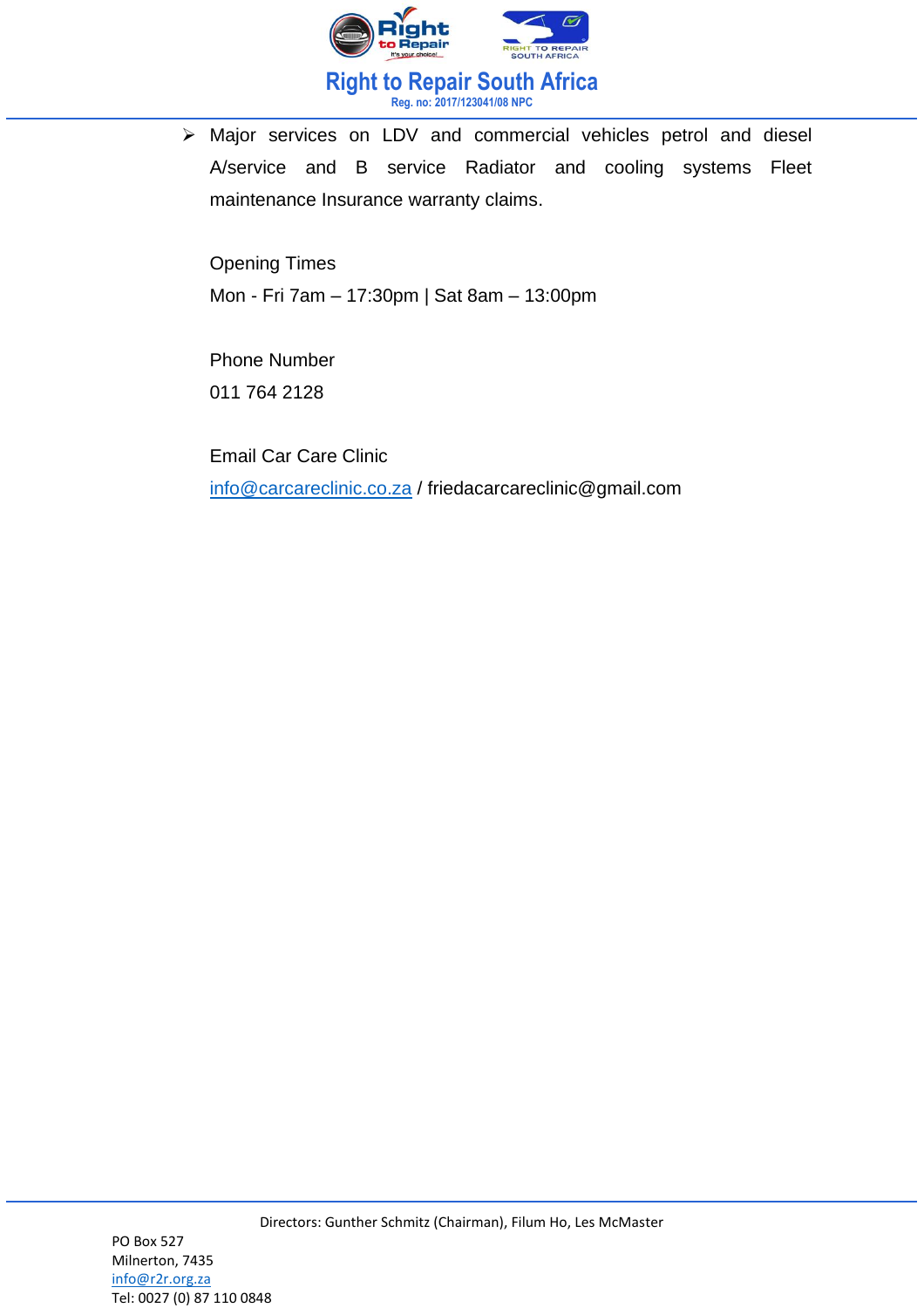- Major services on LDV and commercial vehicles petrol and diesel A/service and B service Radiator and cooling systems Fleet maintenance Insurance warranty claims.

  Opening Times
  Mon - Fri 7am – 17:30pm | Sat 8am – 13:00pm

  Phone Number
  011 764 2128

  Email Car Care Clinic
  info@carcareclinic.co.za / friedacarcareclinic@gmail.com